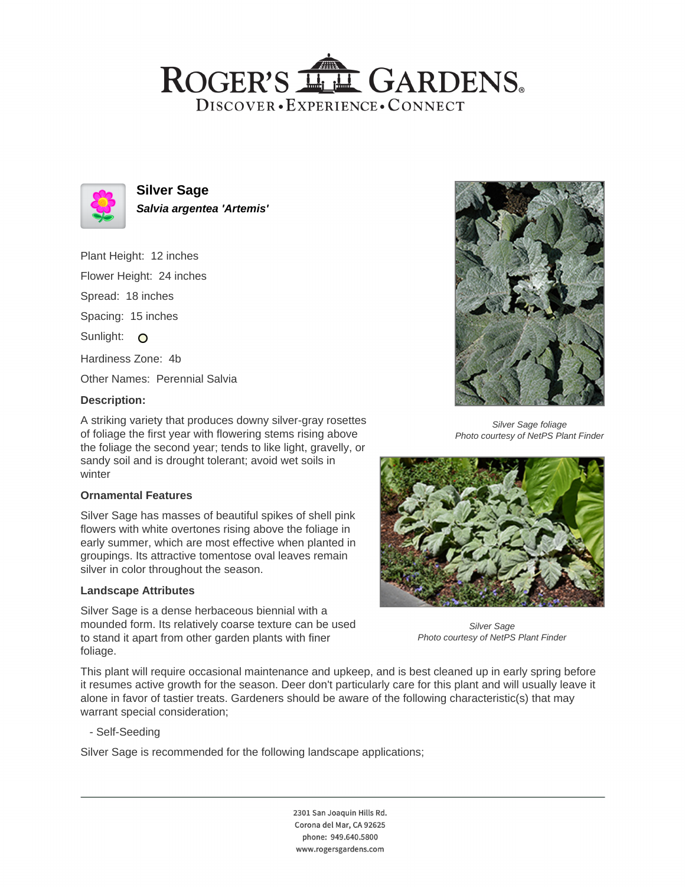# ROGER'S GARDENS

DISCOVER • EXPERIENCE • CONNECT

## Silver Sage

***Salvia argentea 'Artemis'***

Plant Height: 12 inches

Flower Height: 24 inches

Spread: 18 inches

Spacing: 15 inches

Sunlight: ○

Hardiness Zone: 4b

Other Names: Perennial Salvia

### Description:

A striking variety that produces downy silver-gray rosettes of foliage the first year with flowering stems rising above the foliage the second year; tends to like light, gravelly, or sandy soil and is drought tolerant; avoid wet soils in winter

### Ornamental Features

Silver Sage has masses of beautiful spikes of shell pink flowers with white overtones rising above the foliage in early summer, which are most effective when planted in groupings. Its attractive tomentose oval leaves remain silver in color throughout the season.

### Landscape Attributes

Silver Sage is a dense herbaceous biennial with a mounded form. Its relatively coarse texture can be used to stand it apart from other garden plants with finer foliage.

*Silver Sage foliage*
*Photo courtesy of NetPS Plant Finder*

*Silver Sage*
*Photo courtesy of NetPS Plant Finder*

This plant will require occasional maintenance and upkeep, and is best cleaned up in early spring before it resumes active growth for the season. Deer don't particularly care for this plant and will usually leave it alone in favor of tastier treats. Gardeners should be aware of the following characteristic(s) that may warrant special consideration;

- Self-Seeding

Silver Sage is recommended for the following landscape applications;

2301 San Joaquin Hills Rd.
Corona del Mar, CA 92625
phone: 949.640.5800
www.rogersgardens.com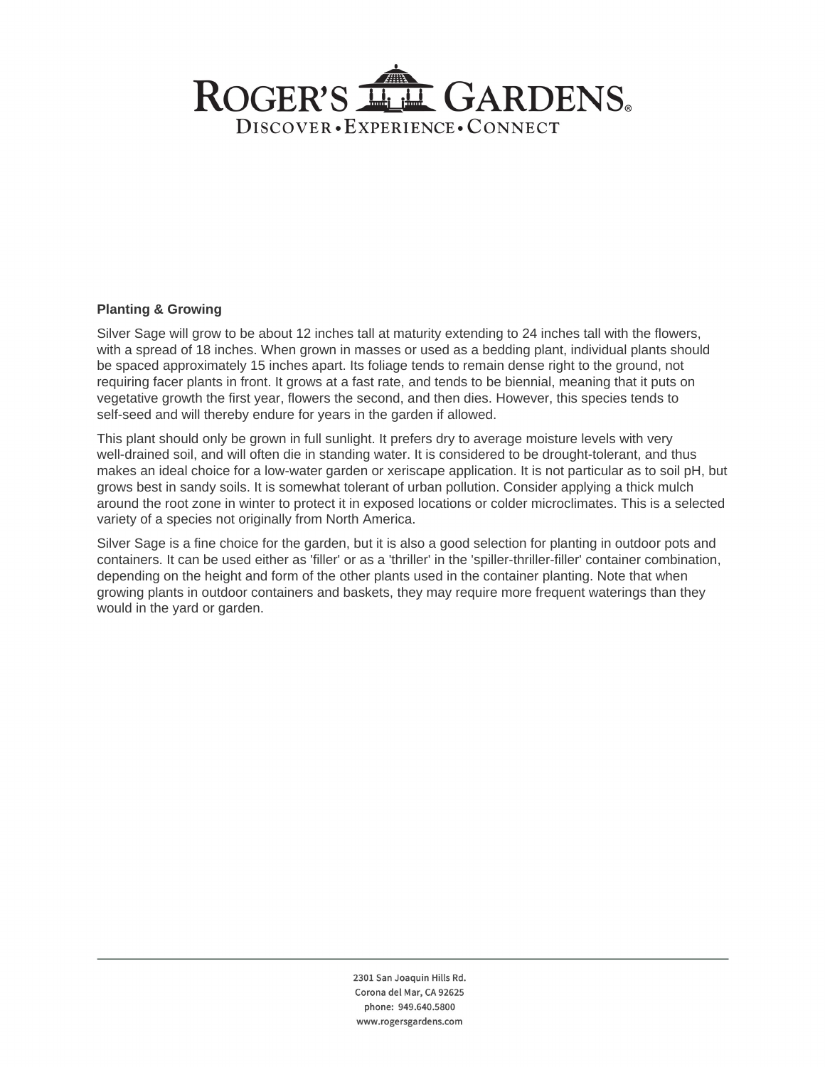**Planting & Growing**

Silver Sage will grow to be about 12 inches tall at maturity extending to 24 inches tall with the flowers, with a spread of 18 inches. When grown in masses or used as a bedding plant, individual plants should be spaced approximately 15 inches apart. Its foliage tends to remain dense right to the ground, not requiring facer plants in front. It grows at a fast rate, and tends to be biennial, meaning that it puts on vegetative growth the first year, flowers the second, and then dies. However, this species tends to self-seed and will thereby endure for years in the garden if allowed.

This plant should only be grown in full sunlight. It prefers dry to average moisture levels with very well-drained soil, and will often die in standing water. It is considered to be drought-tolerant, and thus makes an ideal choice for a low-water garden or xeriscape application. It is not particular as to soil pH, but grows best in sandy soils. It is somewhat tolerant of urban pollution. Consider applying a thick mulch around the root zone in winter to protect it in exposed locations or colder microclimates. This is a selected variety of a species not originally from North America.

Silver Sage is a fine choice for the garden, but it is also a good selection for planting in outdoor pots and containers. It can be used either as 'filler' or as a 'thriller' in the 'spiller-thriller-filler' container combination, depending on the height and form of the other plants used in the container planting. Note that when growing plants in outdoor containers and baskets, they may require more frequent waterings than they would in the yard or garden.